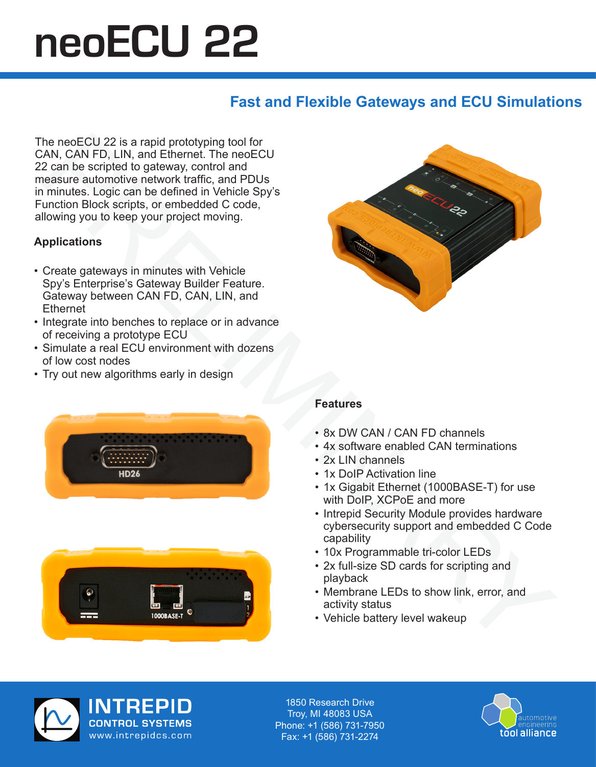# neoECU 22

## Fast and Flexible Gateways and ECU Simulations

The neoECU 22 is a rapid prototyping tool for CAN, CAN FD, LIN, and Ethernet. The neoECU 22 can be scripted to gateway, control and measure automotive network traffic, and PDUs in minutes. Logic can be defined in Vehicle Spy's Function Block scripts, or embedded C code, allowing you to keep your project moving.

### Applications

- Create gateways in minutes with Vehicle Spy's Enterprise's Gateway Builder Feature. Gateway between CAN FD, CAN, LIN, and Ethernet
- Integrate into benches to replace or in advance of receiving a prototype ECU
- Simulate a real ECU environment with dozens of low cost nodes
- Try out new algorithms early in design

### Features

- 8x DW CAN / CAN FD channels
- 4x software enabled CAN terminations
- 2x LIN channels
- 1x DoIP Activation line
- 1x Gigabit Ethernet (1000BASE-T) for use with DoIP, XCPoE and more
- Intrepid Security Module provides hardware cybersecurity support and embedded C Code capability
- 10x Programmable tri-color LEDs
- 2x full-size SD cards for scripting and playback
- Membrane LEDs to show link, error, and activity status
- Vehicle battery level wakeup

**INTREPID CONTROL SYSTEMS**
www.intrepidcs.com

1850 Research Drive
Troy, MI 48083 USA
Phone: +1 (586) 731-7950
Fax: +1 (586) 731-2274

automotive engineering tool alliance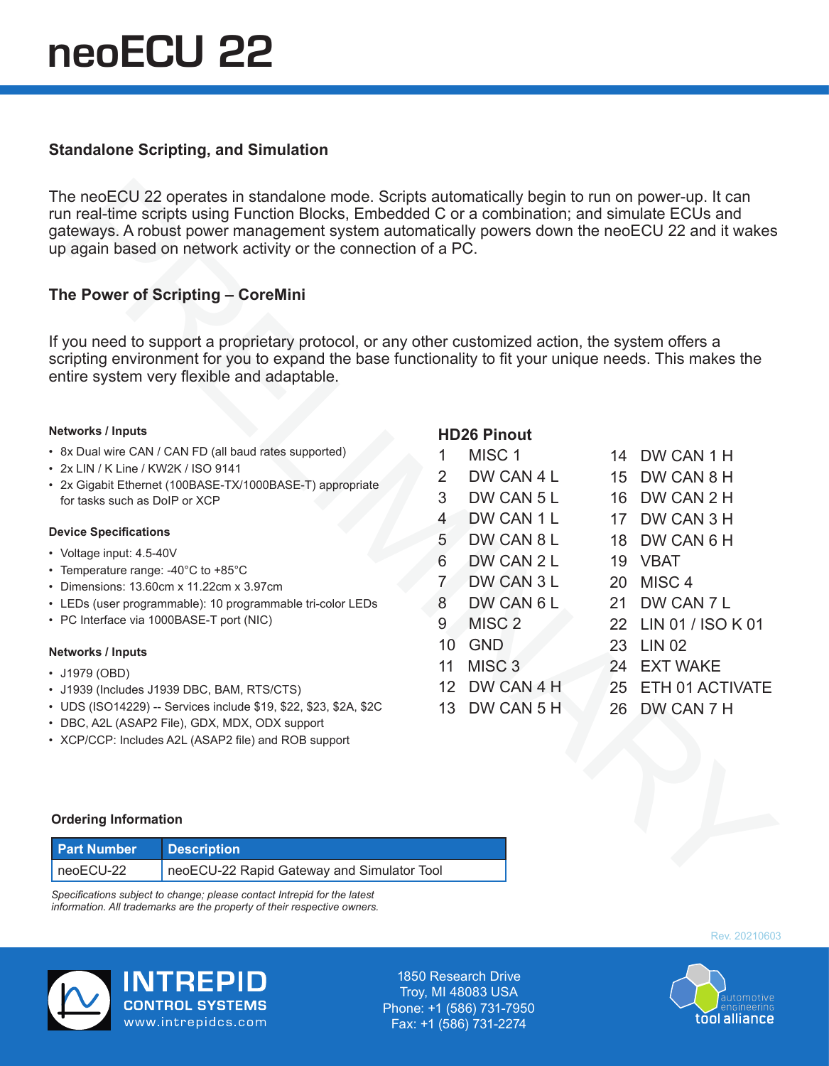# neoECU 22

### Standalone Scripting, and Simulation

The neoECU 22 operates in standalone mode. Scripts automatically begin to run on power-up. It can run real-time scripts using Function Blocks, Embedded C or a combination; and simulate ECUs and gateways. A robust power management system automatically powers down the neoECU 22 and it wakes up again based on network activity or the connection of a PC.

### The Power of Scripting – CoreMini

If you need to support a proprietary protocol, or any other customized action, the system offers a scripting environment for you to expand the base functionality to fit your unique needs. This makes the entire system very flexible and adaptable.

#### Networks / Inputs

- 8x Dual wire CAN / CAN FD (all baud rates supported)
- 2x LIN / K Line / KW2K / ISO 9141
- 2x Gigabit Ethernet (100BASE-TX/1000BASE-T) appropriate for tasks such as DoIP or XCP

#### Device Specifications

- Voltage input: 4.5-40V
- Temperature range: -40°C to +85°C
- Dimensions: 13.60cm x 11.22cm x 3.97cm
- LEDs (user programmable): 10 programmable tri-color LEDs
- PC Interface via 1000BASE-T port (NIC)

#### Networks / Inputs

- J1979 (OBD)
- J1939 (Includes J1939 DBC, BAM, RTS/CTS)
- UDS (ISO14229) -- Services include $19, $22, $23, $2A, $2C
- DBC, A2L (ASAP2 File), GDX, MDX, ODX support
- XCP/CCP: Includes A2L (ASAP2 file) and ROB support

#### HD26 Pinout

| | | | |
|---|---|---|---|
| 1 | MISC 1 | 14 | DW CAN 1 H |
| 2 | DW CAN 4 L | 15 | DW CAN 8 H |
| 3 | DW CAN 5 L | 16 | DW CAN 2 H |
| 4 | DW CAN 1 L | 17 | DW CAN 3 H |
| 5 | DW CAN 8 L | 18 | DW CAN 6 H |
| 6 | DW CAN 2 L | 19 | VBAT |
| 7 | DW CAN 3 L | 20 | MISC 4 |
| 8 | DW CAN 6 L | 21 | DW CAN 7 L |
| 9 | MISC 2 | 22 | LIN 01 / ISO K 01 |
| 10 | GND | 23 | LIN 02 |
| 11 | MISC 3 | 24 | EXT WAKE |
| 12 | DW CAN 4 H | 25 | ETH 01 ACTIVATE |
| 13 | DW CAN 5 H | 26 | DW CAN 7 H |

#### Ordering Information

| Part Number | Description |
|---|---|
| neoECU-22 | neoECU-22 Rapid Gateway and Simulator Tool |

*Specifications subject to change; please contact Intrepid for the latest information. All trademarks are the property of their respective owners.*

Rev. 20210603

INTREPID CONTROL SYSTEMS
www.intrepidcs.com

1850 Research Drive
Troy, MI 48083 USA
Phone: +1 (586) 731-7950
Fax: +1 (586) 731-2274

automotive engineering tool alliance